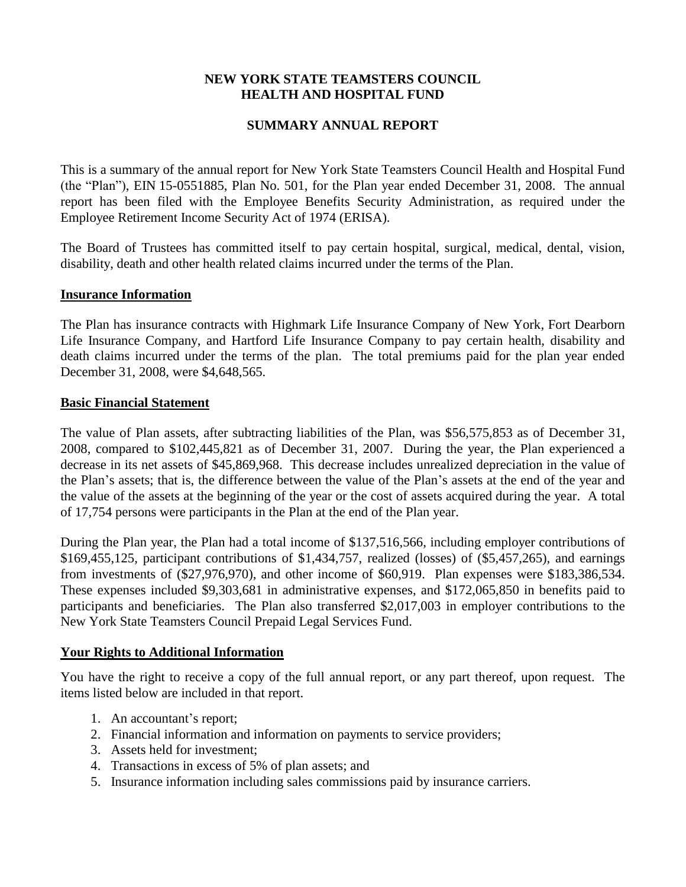# NEW YORK STATE TEAMSTERS COUNCIL HEALTH AND HOSPITAL FUND

## SUMMARY ANNUAL REPORT

This is a summary of the annual report for New York State Teamsters Council Health and Hospital Fund (the "Plan"), EIN 15-0551885, Plan No. 501, for the Plan year ended December 31, 2008. The annual report has been filed with the Employee Benefits Security Administration, as required under the Employee Retirement Income Security Act of 1974 (ERISA).

The Board of Trustees has committed itself to pay certain hospital, surgical, medical, dental, vision, disability, death and other health related claims incurred under the terms of the Plan.

### Insurance Information

The Plan has insurance contracts with Highmark Life Insurance Company of New York, Fort Dearborn Life Insurance Company, and Hartford Life Insurance Company to pay certain health, disability and death claims incurred under the terms of the plan. The total premiums paid for the plan year ended December 31, 2008, were $4,648,565.

### Basic Financial Statement

The value of Plan assets, after subtracting liabilities of the Plan, was $56,575,853 as of December 31, 2008, compared to $102,445,821 as of December 31, 2007. During the year, the Plan experienced a decrease in its net assets of $45,869,968. This decrease includes unrealized depreciation in the value of the Plan's assets; that is, the difference between the value of the Plan's assets at the end of the year and the value of the assets at the beginning of the year or the cost of assets acquired during the year. A total of 17,754 persons were participants in the Plan at the end of the Plan year.

During the Plan year, the Plan had a total income of $137,516,566, including employer contributions of $169,455,125, participant contributions of $1,434,757, realized (losses) of ($5,457,265), and earnings from investments of ($27,976,970), and other income of $60,919. Plan expenses were $183,386,534. These expenses included $9,303,681 in administrative expenses, and $172,065,850 in benefits paid to participants and beneficiaries. The Plan also transferred $2,017,003 in employer contributions to the New York State Teamsters Council Prepaid Legal Services Fund.

### Your Rights to Additional Information

You have the right to receive a copy of the full annual report, or any part thereof, upon request. The items listed below are included in that report.

1. An accountant's report;
2. Financial information and information on payments to service providers;
3. Assets held for investment;
4. Transactions in excess of 5% of plan assets; and
5. Insurance information including sales commissions paid by insurance carriers.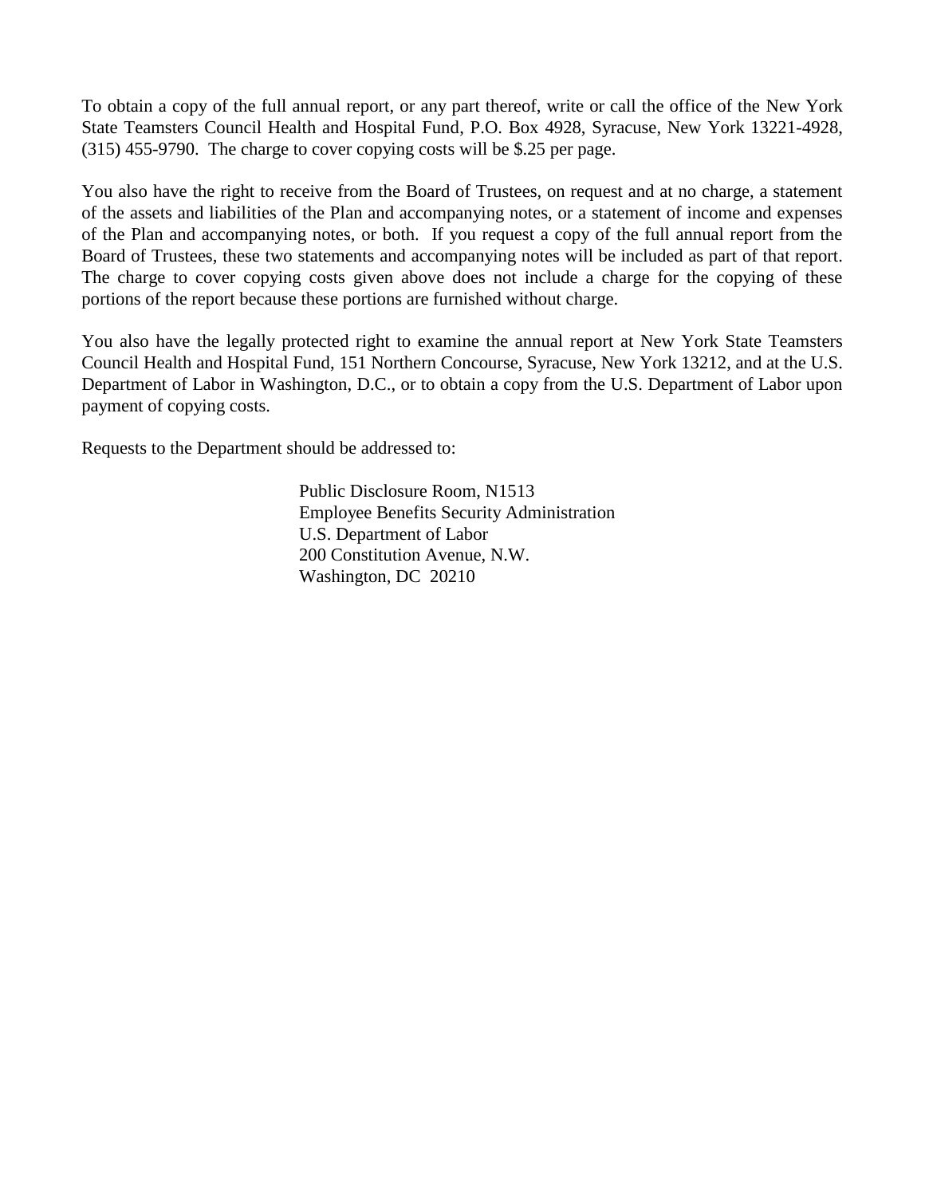To obtain a copy of the full annual report, or any part thereof, write or call the office of the New York State Teamsters Council Health and Hospital Fund, P.O. Box 4928, Syracuse, New York 13221-4928, (315) 455-9790. The charge to cover copying costs will be $.25 per page.

You also have the right to receive from the Board of Trustees, on request and at no charge, a statement of the assets and liabilities of the Plan and accompanying notes, or a statement of income and expenses of the Plan and accompanying notes, or both. If you request a copy of the full annual report from the Board of Trustees, these two statements and accompanying notes will be included as part of that report. The charge to cover copying costs given above does not include a charge for the copying of these portions of the report because these portions are furnished without charge.

You also have the legally protected right to examine the annual report at New York State Teamsters Council Health and Hospital Fund, 151 Northern Concourse, Syracuse, New York 13212, and at the U.S. Department of Labor in Washington, D.C., or to obtain a copy from the U.S. Department of Labor upon payment of copying costs.

Requests to the Department should be addressed to:

Public Disclosure Room, N1513
Employee Benefits Security Administration
U.S. Department of Labor
200 Constitution Avenue, N.W.
Washington, DC 20210